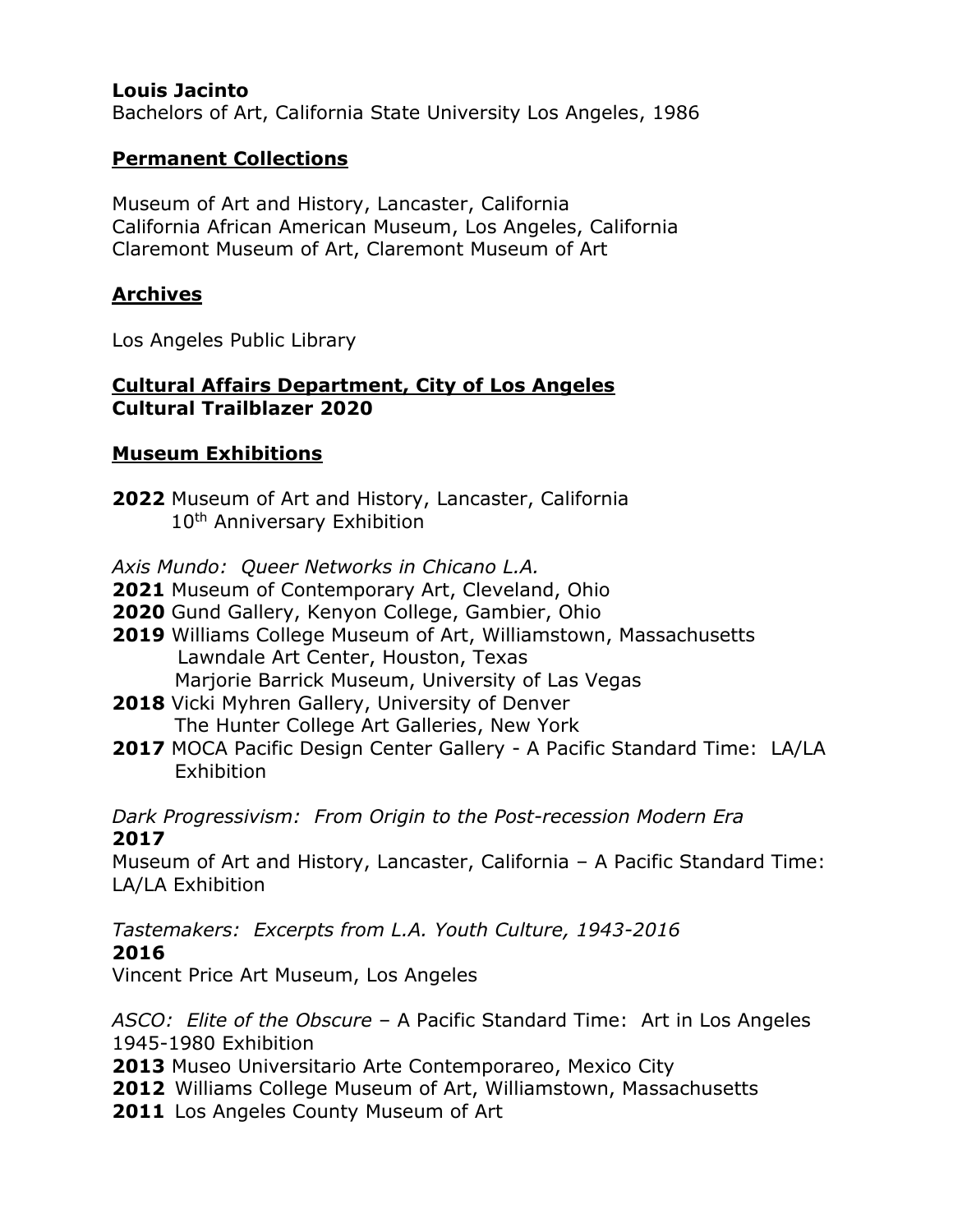**Louis Jacinto**
Bachelors of Art, California State University Los Angeles, 1986

## Permanent Collections

Museum of Art and History, Lancaster, California
California African American Museum, Los Angeles, California
Claremont Museum of Art, Claremont Museum of Art

## Archives

Los Angeles Public Library

## Cultural Affairs Department, City of Los Angeles
**Cultural Trailblazer 2020**

## Museum Exhibitions

**2022** Museum of Art and History, Lancaster, California
10th Anniversary Exhibition

*Axis Mundo: Queer Networks in Chicano L.A.*
**2021** Museum of Contemporary Art, Cleveland, Ohio
**2020** Gund Gallery, Kenyon College, Gambier, Ohio
**2019** Williams College Museum of Art, Williamstown, Massachusetts
Lawndale Art Center, Houston, Texas
Marjorie Barrick Museum, University of Las Vegas
**2018** Vicki Myhren Gallery, University of Denver
The Hunter College Art Galleries, New York
**2017** MOCA Pacific Design Center Gallery - A Pacific Standard Time: LA/LA Exhibition

*Dark Progressivism: From Origin to the Post-recession Modern Era*
**2017**
Museum of Art and History, Lancaster, California – A Pacific Standard Time: LA/LA Exhibition

*Tastemakers: Excerpts from L.A. Youth Culture, 1943-2016*
**2016**
Vincent Price Art Museum, Los Angeles

*ASCO: Elite of the Obscure* – A Pacific Standard Time: Art in Los Angeles 1945-1980 Exhibition
**2013** Museo Universitario Arte Contemporareo, Mexico City
**2012** Williams College Museum of Art, Williamstown, Massachusetts
**2011** Los Angeles County Museum of Art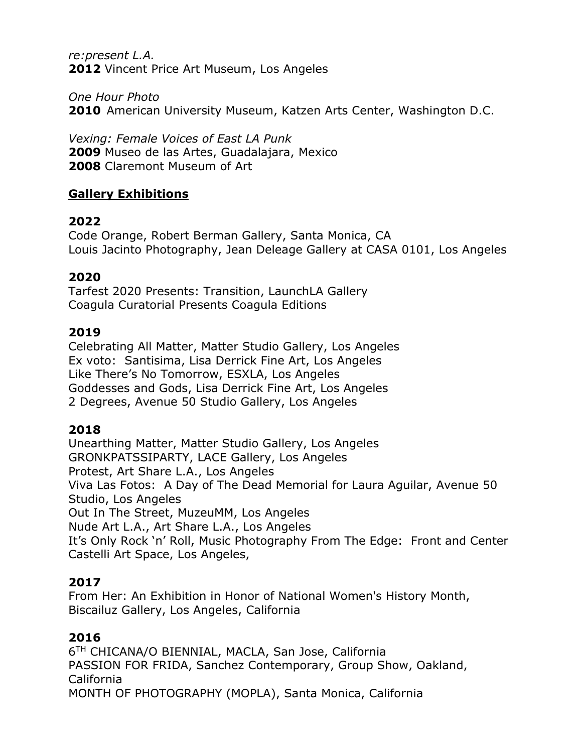*re:present L.A.*
**2012** Vincent Price Art Museum, Los Angeles

*One Hour Photo*
**2010** American University Museum, Katzen Arts Center, Washington D.C.

*Vexing: Female Voices of East LA Punk*
**2009** Museo de las Artes, Guadalajara, Mexico
**2008** Claremont Museum of Art

## Gallery Exhibitions

### 2022

Code Orange, Robert Berman Gallery, Santa Monica, CA
Louis Jacinto Photography, Jean Deleage Gallery at CASA 0101, Los Angeles

### 2020

Tarfest 2020 Presents: Transition, LaunchLA Gallery
Coagula Curatorial Presents Coagula Editions

### 2019

Celebrating All Matter, Matter Studio Gallery, Los Angeles
Ex voto: Santisima, Lisa Derrick Fine Art, Los Angeles
Like There's No Tomorrow, ESXLA, Los Angeles
Goddesses and Gods, Lisa Derrick Fine Art, Los Angeles
2 Degrees, Avenue 50 Studio Gallery, Los Angeles

### 2018

Unearthing Matter, Matter Studio Gallery, Los Angeles
GRONKPATSSIPARTY, LACE Gallery, Los Angeles
Protest, Art Share L.A., Los Angeles
Viva Las Fotos: A Day of The Dead Memorial for Laura Aguilar, Avenue 50 Studio, Los Angeles
Out In The Street, MuzeuMM, Los Angeles
Nude Art L.A., Art Share L.A., Los Angeles
It's Only Rock 'n' Roll, Music Photography From The Edge: Front and Center Castelli Art Space, Los Angeles,

### 2017

From Her: An Exhibition in Honor of National Women's History Month, Biscailuz Gallery, Los Angeles, California

### 2016

6TH CHICANA/O BIENNIAL, MACLA, San Jose, California
PASSION FOR FRIDA, Sanchez Contemporary, Group Show, Oakland, California
MONTH OF PHOTOGRAPHY (MOPLA), Santa Monica, California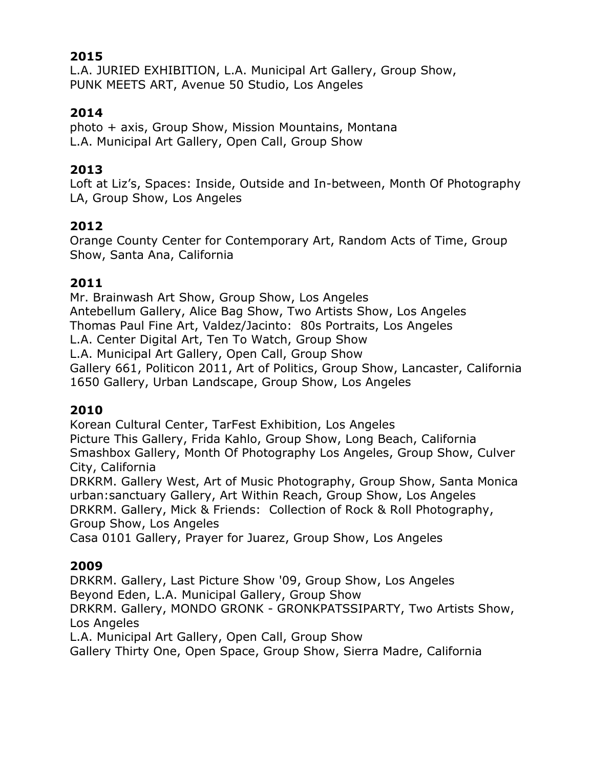**2015**

L.A. JURIED EXHIBITION, L.A. Municipal Art Gallery, Group Show,
PUNK MEETS ART, Avenue 50 Studio, Los Angeles

**2014**

photo + axis, Group Show, Mission Mountains, Montana
L.A. Municipal Art Gallery, Open Call, Group Show

**2013**

Loft at Liz's, Spaces: Inside, Outside and In-between, Month Of Photography LA, Group Show, Los Angeles

**2012**

Orange County Center for Contemporary Art, Random Acts of Time, Group Show, Santa Ana, California

**2011**

Mr. Brainwash Art Show, Group Show, Los Angeles
Antebellum Gallery, Alice Bag Show, Two Artists Show, Los Angeles
Thomas Paul Fine Art, Valdez/Jacinto: 80s Portraits, Los Angeles
L.A. Center Digital Art, Ten To Watch, Group Show
L.A. Municipal Art Gallery, Open Call, Group Show
Gallery 661, Politicon 2011, Art of Politics, Group Show, Lancaster, California
1650 Gallery, Urban Landscape, Group Show, Los Angeles

**2010**

Korean Cultural Center, TarFest Exhibition, Los Angeles
Picture This Gallery, Frida Kahlo, Group Show, Long Beach, California
Smashbox Gallery, Month Of Photography Los Angeles, Group Show, Culver City, California
DRKRM. Gallery West, Art of Music Photography, Group Show, Santa Monica
urban:sanctuary Gallery, Art Within Reach, Group Show, Los Angeles
DRKRM. Gallery, Mick & Friends: Collection of Rock & Roll Photography, Group Show, Los Angeles
Casa 0101 Gallery, Prayer for Juarez, Group Show, Los Angeles

**2009**

DRKRM. Gallery, Last Picture Show '09, Group Show, Los Angeles
Beyond Eden, L.A. Municipal Gallery, Group Show
DRKRM. Gallery, MONDO GRONK - GRONKPATSSIPARTY, Two Artists Show, Los Angeles
L.A. Municipal Art Gallery, Open Call, Group Show
Gallery Thirty One, Open Space, Group Show, Sierra Madre, California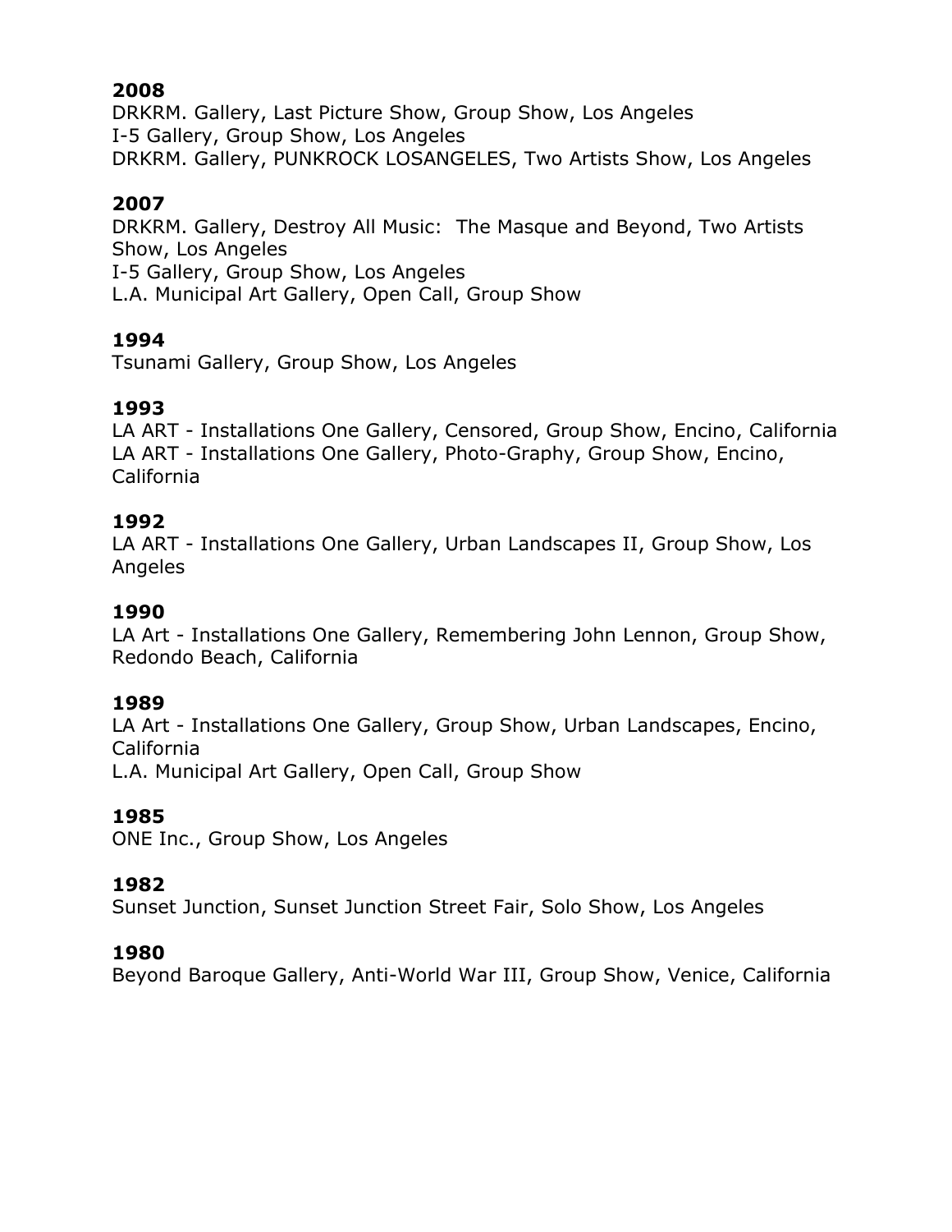**2008**
DRKRM. Gallery, Last Picture Show, Group Show, Los Angeles
I-5 Gallery, Group Show, Los Angeles
DRKRM. Gallery, PUNKROCK LOSANGELES, Two Artists Show, Los Angeles

**2007**
DRKRM. Gallery, Destroy All Music:  The Masque and Beyond, Two Artists Show, Los Angeles
I-5 Gallery, Group Show, Los Angeles
L.A. Municipal Art Gallery, Open Call, Group Show

**1994**
Tsunami Gallery, Group Show, Los Angeles

**1993**
LA ART - Installations One Gallery, Censored, Group Show, Encino, California
LA ART - Installations One Gallery, Photo-Graphy, Group Show, Encino, California

**1992**
LA ART - Installations One Gallery, Urban Landscapes II, Group Show, Los Angeles

**1990**
LA Art - Installations One Gallery, Remembering John Lennon, Group Show, Redondo Beach, California

**1989**
LA Art - Installations One Gallery, Group Show, Urban Landscapes, Encino, California
L.A. Municipal Art Gallery, Open Call, Group Show

**1985**
ONE Inc., Group Show, Los Angeles

**1982**
Sunset Junction, Sunset Junction Street Fair, Solo Show, Los Angeles

**1980**
Beyond Baroque Gallery, Anti-World War III, Group Show, Venice, California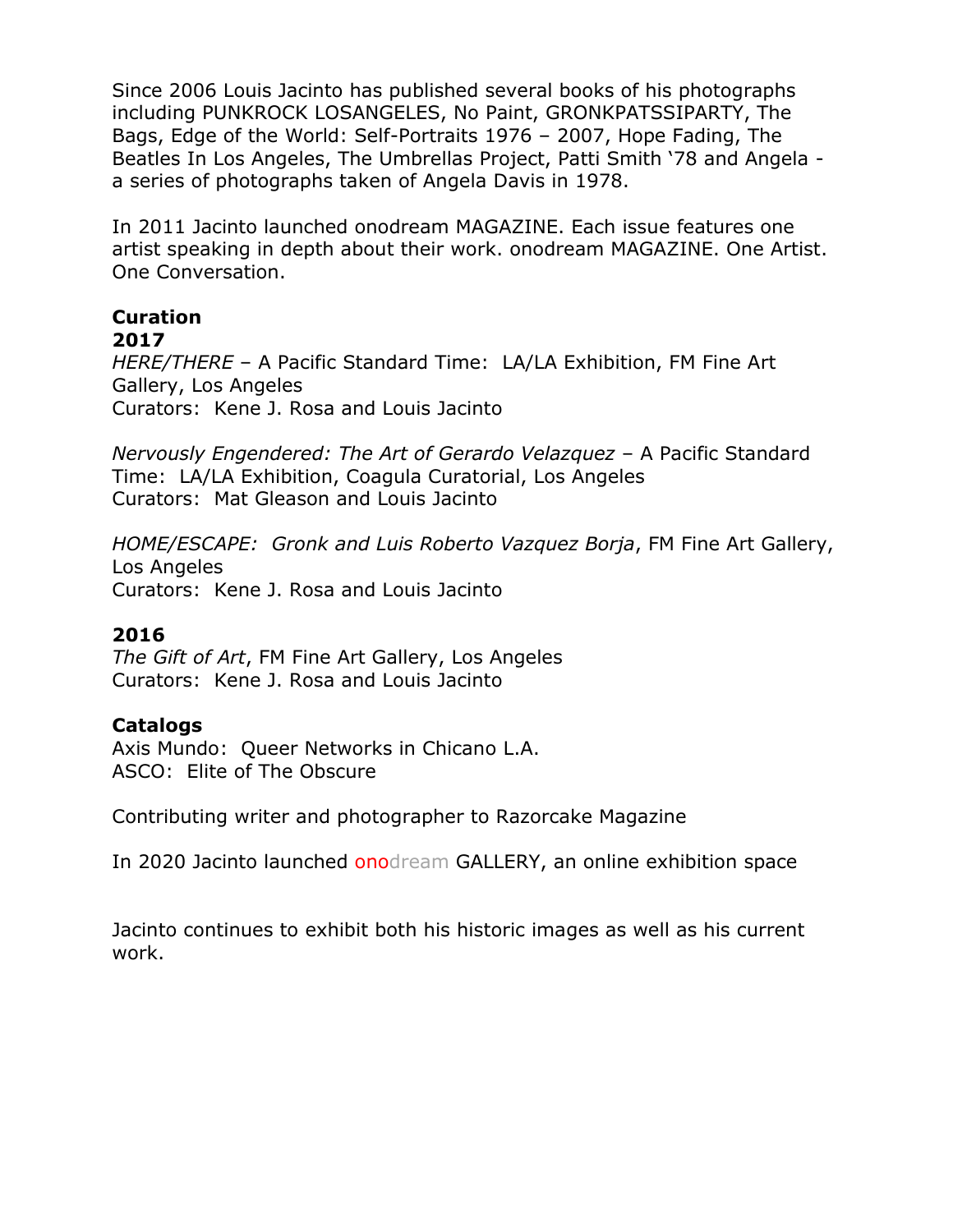Since 2006 Louis Jacinto has published several books of his photographs including PUNKROCK LOSANGELES, No Paint, GRONKPATSSIPARTY, The Bags, Edge of the World: Self-Portraits 1976 – 2007, Hope Fading, The Beatles In Los Angeles, The Umbrellas Project, Patti Smith '78 and Angela - a series of photographs taken of Angela Davis in 1978.

In 2011 Jacinto launched onodream MAGAZINE. Each issue features one artist speaking in depth about their work. onodream MAGAZINE. One Artist. One Conversation.

**Curation**

**2017**

*HERE/THERE* – A Pacific Standard Time: LA/LA Exhibition, FM Fine Art Gallery, Los Angeles
Curators: Kene J. Rosa and Louis Jacinto

*Nervously Engendered: The Art of Gerardo Velazquez* – A Pacific Standard Time: LA/LA Exhibition, Coagula Curatorial, Los Angeles
Curators: Mat Gleason and Louis Jacinto

*HOME/ESCAPE: Gronk and Luis Roberto Vazquez Borja*, FM Fine Art Gallery, Los Angeles
Curators: Kene J. Rosa and Louis Jacinto

**2016**

*The Gift of Art*, FM Fine Art Gallery, Los Angeles
Curators: Kene J. Rosa and Louis Jacinto

**Catalogs**

Axis Mundo: Queer Networks in Chicano L.A.
ASCO: Elite of The Obscure

Contributing writer and photographer to Razorcake Magazine

In 2020 Jacinto launched onodream GALLERY, an online exhibition space

Jacinto continues to exhibit both his historic images as well as his current work.